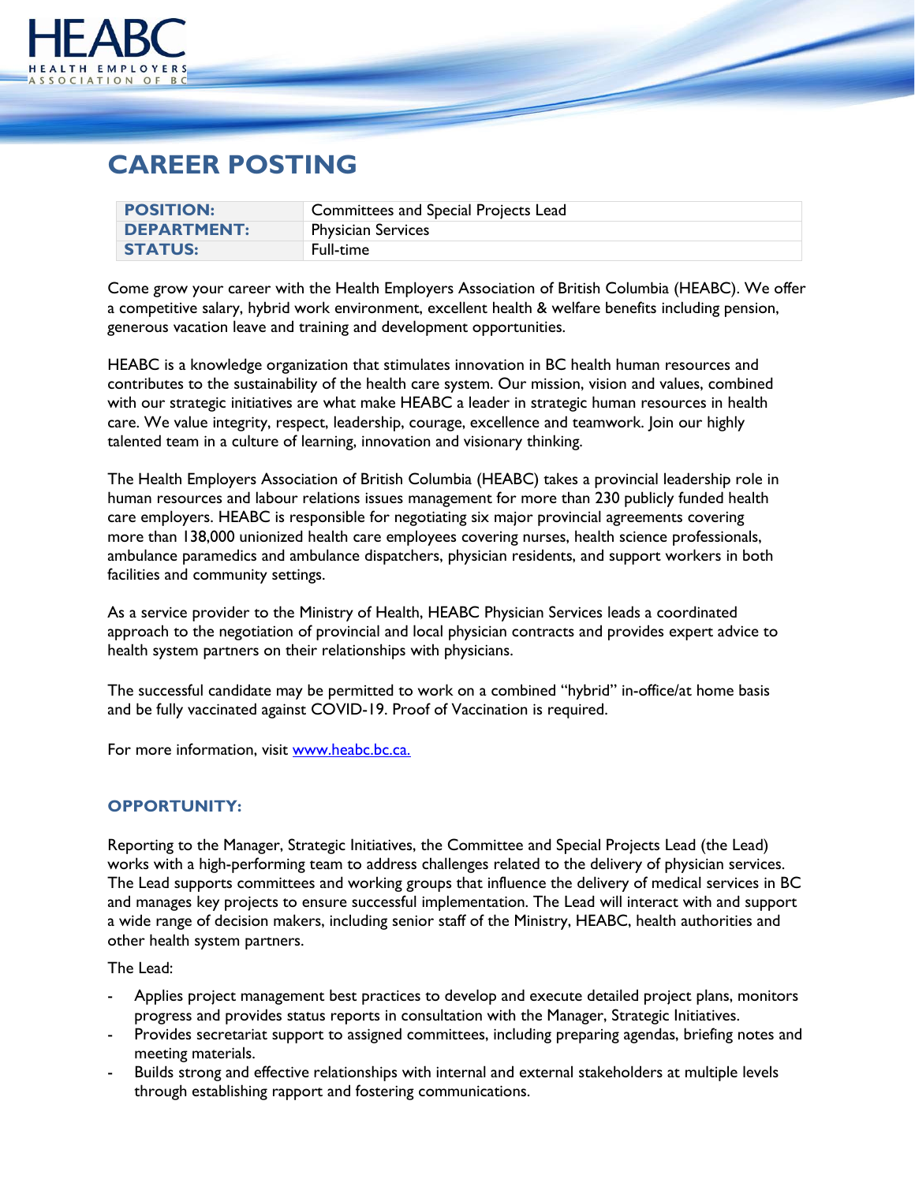# CAREER POSTING

| | |
|---|---|
| **POSITION:** | Committees and Special Projects Lead |
| **DEPARTMENT:** | Physician Services |
| **STATUS:** | Full-time |

Come grow your career with the Health Employers Association of British Columbia (HEABC). We offer a competitive salary, hybrid work environment, excellent health & welfare benefits including pension, generous vacation leave and training and development opportunities.

HEABC is a knowledge organization that stimulates innovation in BC health human resources and contributes to the sustainability of the health care system. Our mission, vision and values, combined with our strategic initiatives are what make HEABC a leader in strategic human resources in health care. We value integrity, respect, leadership, courage, excellence and teamwork. Join our highly talented team in a culture of learning, innovation and visionary thinking.

The Health Employers Association of British Columbia (HEABC) takes a provincial leadership role in human resources and labour relations issues management for more than 230 publicly funded health care employers. HEABC is responsible for negotiating six major provincial agreements covering more than 138,000 unionized health care employees covering nurses, health science professionals, ambulance paramedics and ambulance dispatchers, physician residents, and support workers in both facilities and community settings.

As a service provider to the Ministry of Health, HEABC Physician Services leads a coordinated approach to the negotiation of provincial and local physician contracts and provides expert advice to health system partners on their relationships with physicians.

The successful candidate may be permitted to work on a combined "hybrid" in-office/at home basis and be fully vaccinated against COVID-19. Proof of Vaccination is required.

For more information, visit [www.heabc.bc.ca.](http://www.heabc.bc.ca)

## OPPORTUNITY:

Reporting to the Manager, Strategic Initiatives, the Committee and Special Projects Lead (the Lead) works with a high-performing team to address challenges related to the delivery of physician services. The Lead supports committees and working groups that influence the delivery of medical services in BC and manages key projects to ensure successful implementation. The Lead will interact with and support a wide range of decision makers, including senior staff of the Ministry, HEABC, health authorities and other health system partners.

The Lead:

- Applies project management best practices to develop and execute detailed project plans, monitors progress and provides status reports in consultation with the Manager, Strategic Initiatives.
- Provides secretariat support to assigned committees, including preparing agendas, briefing notes and meeting materials.
- Builds strong and effective relationships with internal and external stakeholders at multiple levels through establishing rapport and fostering communications.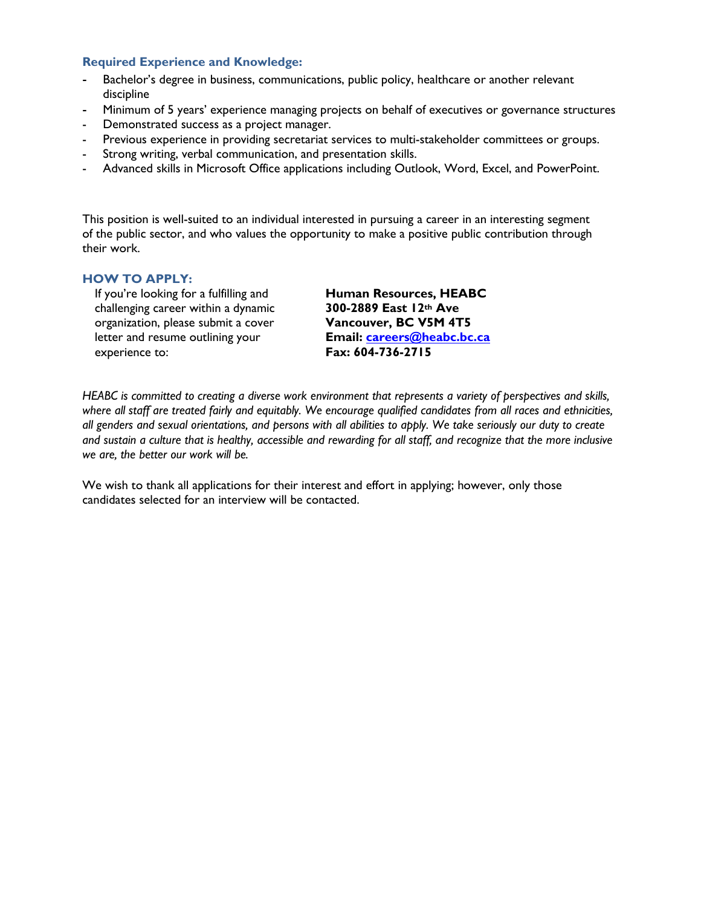### Required Experience and Knowledge:

- Bachelor's degree in business, communications, public policy, healthcare or another relevant discipline
- Minimum of 5 years' experience managing projects on behalf of executives or governance structures
- Demonstrated success as a project manager.
- Previous experience in providing secretariat services to multi-stakeholder committees or groups.
- Strong writing, verbal communication, and presentation skills.
- Advanced skills in Microsoft Office applications including Outlook, Word, Excel, and PowerPoint.

This position is well-suited to an individual interested in pursuing a career in an interesting segment of the public sector, and who values the opportunity to make a positive public contribution through their work.

### HOW TO APPLY:

If you're looking for a fulfilling and challenging career within a dynamic organization, please submit a cover letter and resume outlining your experience to:

**Human Resources, HEABC**
**300-2889 East 12th Ave**
**Vancouver, BC V5M 4T5**
**Email: careers@heabc.bc.ca**
**Fax: 604-736-2715**

*HEABC is committed to creating a diverse work environment that represents a variety of perspectives and skills, where all staff are treated fairly and equitably. We encourage qualified candidates from all races and ethnicities, all genders and sexual orientations, and persons with all abilities to apply. We take seriously our duty to create and sustain a culture that is healthy, accessible and rewarding for all staff, and recognize that the more inclusive we are, the better our work will be.*

We wish to thank all applications for their interest and effort in applying; however, only those candidates selected for an interview will be contacted.